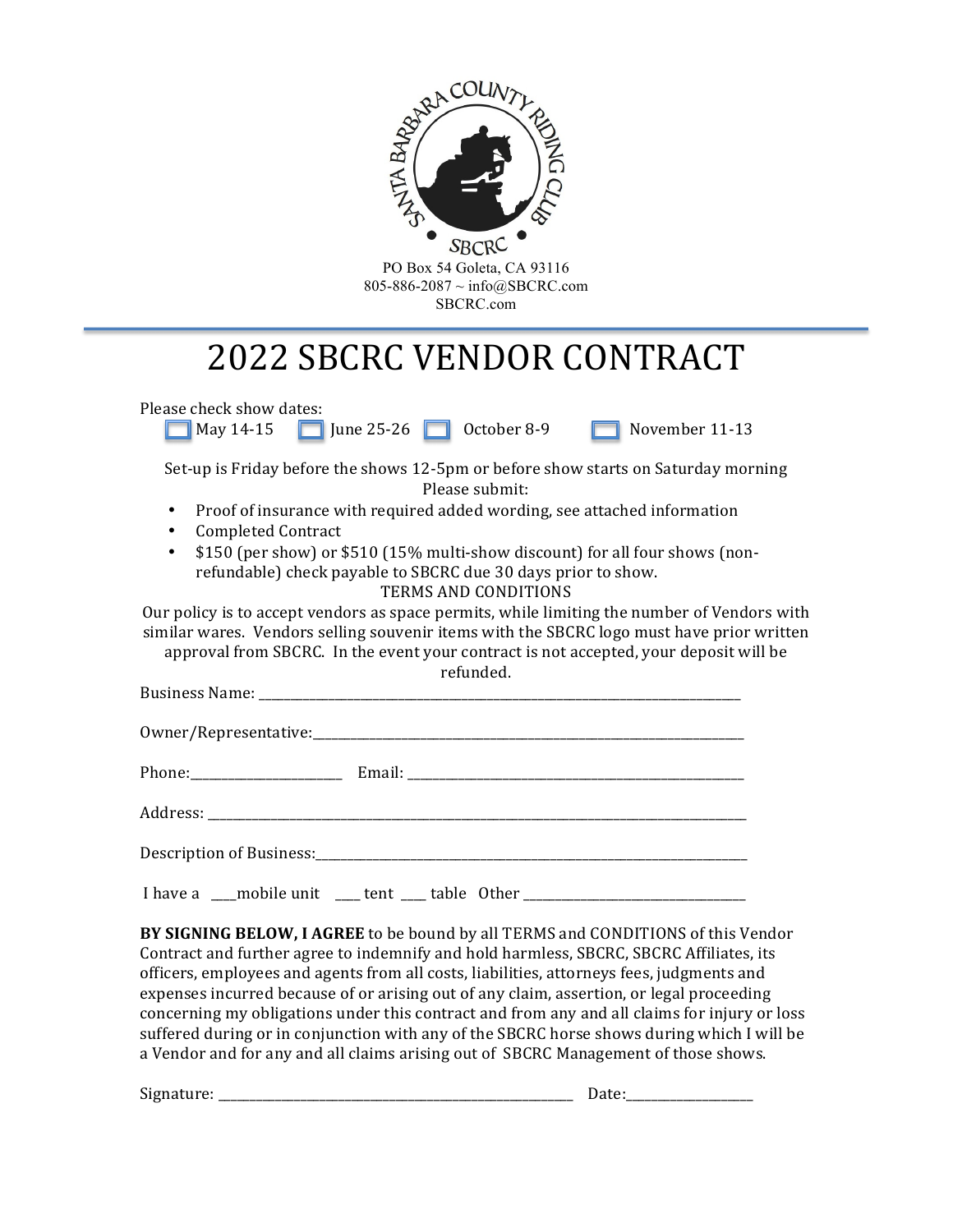SANTA BARBARA COUNTY RIDING CLUB

SBCRC

PO Box 54 Goleta, CA 93116
805-886-2087 ~ info@SBCRC.com
SBCRC.com

# 2022 SBCRC VENDOR CONTRACT

Please check show dates:

☐ May 14-15 ☐ June 25-26 ☐ October 8-9 ☐ November 11-13

Set-up is Friday before the shows 12-5pm or before show starts on Saturday morning

Please submit:

- Proof of insurance with required added wording, see attached information
- Completed Contract
- $150 (per show) or $510 (15% multi-show discount) for all four shows (non-refundable) check payable to SBCRC due 30 days prior to show.

TERMS AND CONDITIONS

Our policy is to accept vendors as space permits, while limiting the number of Vendors with similar wares. Vendors selling souvenir items with the SBCRC logo must have prior written approval from SBCRC. In the event your contract is not accepted, your deposit will be refunded.

Business Name: ______________________________________________

Owner/Representative: ______________________________________________

Phone: ____________________ Email: ______________________________

Address: ______________________________________________

Description of Business: ______________________________________________

I have a ___mobile unit ___ tent ___ table Other ______________________

**BY SIGNING BELOW, I AGREE** to be bound by all TERMS and CONDITIONS of this Vendor Contract and further agree to indemnify and hold harmless, SBCRC, SBCRC Affiliates, its officers, employees and agents from all costs, liabilities, attorneys fees, judgments and expenses incurred because of or arising out of any claim, assertion, or legal proceeding concerning my obligations under this contract and from any and all claims for injury or loss suffered during or in conjunction with any of the SBCRC horse shows during which I will be a Vendor and for any and all claims arising out of SBCRC Management of those shows.

Signature: ______________________________ Date: ______________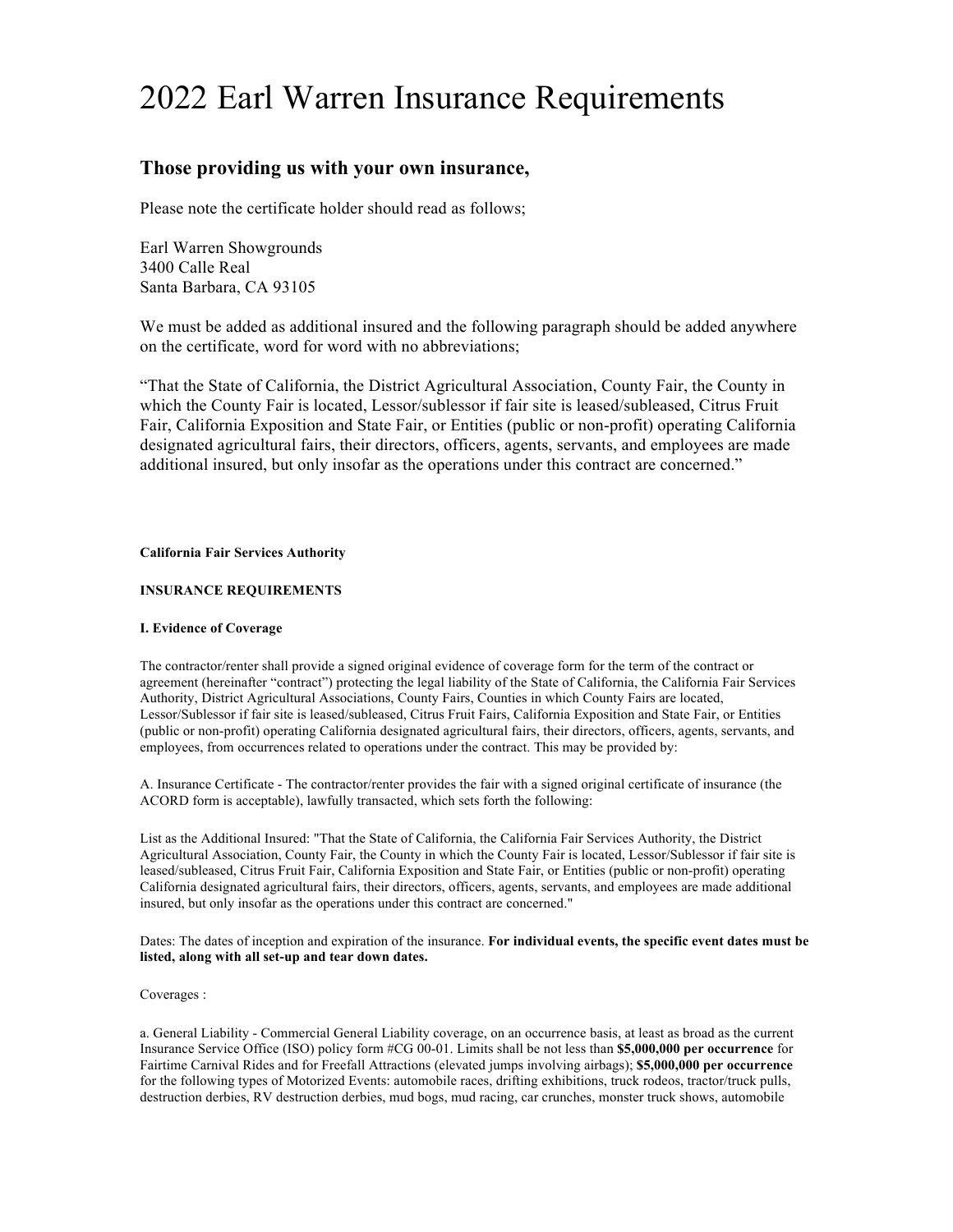# 2022 Earl Warren Insurance Requirements

## Those providing us with your own insurance,

Please note the certificate holder should read as follows;

Earl Warren Showgrounds
3400 Calle Real
Santa Barbara, CA 93105

We must be added as additional insured and the following paragraph should be added anywhere on the certificate, word for word with no abbreviations;

"That the State of California, the District Agricultural Association, County Fair, the County in which the County Fair is located, Lessor/sublessor if fair site is leased/subleased, Citrus Fruit Fair, California Exposition and State Fair, or Entities (public or non-profit) operating California designated agricultural fairs, their directors, officers, agents, servants, and employees are made additional insured, but only insofar as the operations under this contract are concerned."

**California Fair Services Authority**

**INSURANCE REQUIREMENTS**

**I. Evidence of Coverage**

The contractor/renter shall provide a signed original evidence of coverage form for the term of the contract or agreement (hereinafter "contract") protecting the legal liability of the State of California, the California Fair Services Authority, District Agricultural Associations, County Fairs, Counties in which County Fairs are located, Lessor/Sublessor if fair site is leased/subleased, Citrus Fruit Fairs, California Exposition and State Fair, or Entities (public or non-profit) operating California designated agricultural fairs, their directors, officers, agents, servants, and employees, from occurrences related to operations under the contract. This may be provided by:

A. Insurance Certificate - The contractor/renter provides the fair with a signed original certificate of insurance (the ACORD form is acceptable), lawfully transacted, which sets forth the following:

List as the Additional Insured: "That the State of California, the California Fair Services Authority, the District Agricultural Association, County Fair, the County in which the County Fair is located, Lessor/Sublessor if fair site is leased/subleased, Citrus Fruit Fair, California Exposition and State Fair, or Entities (public or non-profit) operating California designated agricultural fairs, their directors, officers, agents, servants, and employees are made additional insured, but only insofar as the operations under this contract are concerned."

Dates: The dates of inception and expiration of the insurance. **For individual events, the specific event dates must be listed, along with all set-up and tear down dates.**

Coverages :

a. General Liability - Commercial General Liability coverage, on an occurrence basis, at least as broad as the current Insurance Service Office (ISO) policy form #CG 00-01. Limits shall be not less than **$5,000,000 per occurrence** for Fairtime Carnival Rides and for Freefall Attractions (elevated jumps involving airbags); **$5,000,000 per occurrence** for the following types of Motorized Events: automobile races, drifting exhibitions, truck rodeos, tractor/truck pulls, destruction derbies, RV destruction derbies, mud bogs, mud racing, car crunches, monster truck shows, automobile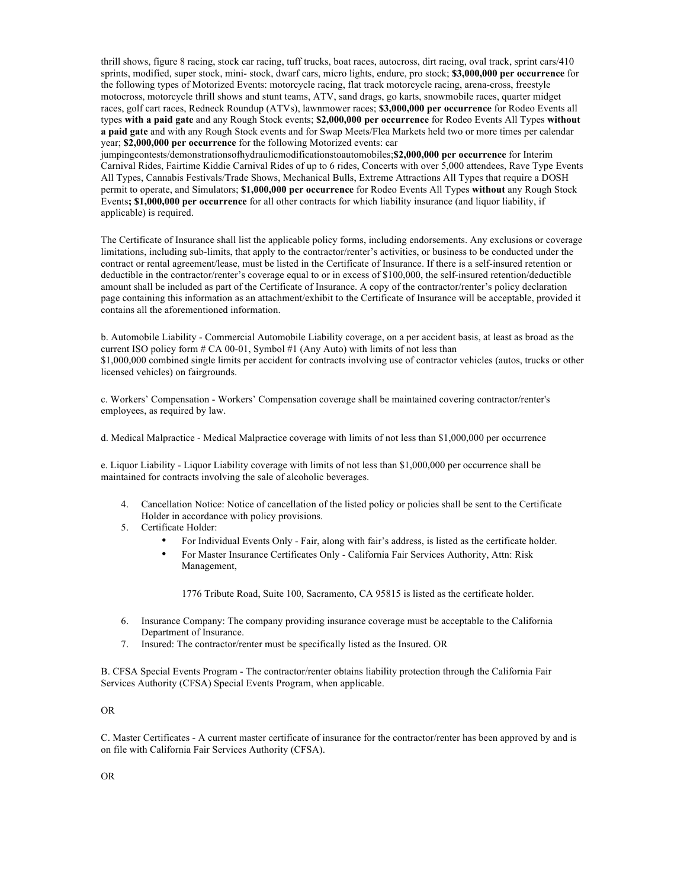thrill shows, figure 8 racing, stock car racing, tuff trucks, boat races, autocross, dirt racing, oval track, sprint cars/410 sprints, modified, super stock, mini- stock, dwarf cars, micro lights, endure, pro stock; **$3,000,000 per occurrence** for the following types of Motorized Events: motorcycle racing, flat track motorcycle racing, arena-cross, freestyle motocross, motorcycle thrill shows and stunt teams, ATV, sand drags, go karts, snowmobile races, quarter midget races, golf cart races, Redneck Roundup (ATVs), lawnmower races; **$3,000,000 per occurrence** for Rodeo Events all types **with a paid gate** and any Rough Stock events; **$2,000,000 per occurrence** for Rodeo Events All Types **without a paid gate** and with any Rough Stock events and for Swap Meets/Flea Markets held two or more times per calendar year; **$2,000,000 per occurrence** for the following Motorized events: car jumpingcontests/demonstrationsofhydraulicmodificationstoautomobiles;**$2,000,000 per occurrence** for Interim Carnival Rides, Fairtime Kiddie Carnival Rides of up to 6 rides, Concerts with over 5,000 attendees, Rave Type Events All Types, Cannabis Festivals/Trade Shows, Mechanical Bulls, Extreme Attractions All Types that require a DOSH permit to operate, and Simulators; **$1,000,000 per occurrence** for Rodeo Events All Types **without** any Rough Stock Events**; $1,000,000 per occurrence** for all other contracts for which liability insurance (and liquor liability, if applicable) is required.

The Certificate of Insurance shall list the applicable policy forms, including endorsements. Any exclusions or coverage limitations, including sub-limits, that apply to the contractor/renter's activities, or business to be conducted under the contract or rental agreement/lease, must be listed in the Certificate of Insurance. If there is a self-insured retention or deductible in the contractor/renter's coverage equal to or in excess of $100,000, the self-insured retention/deductible amount shall be included as part of the Certificate of Insurance. A copy of the contractor/renter's policy declaration page containing this information as an attachment/exhibit to the Certificate of Insurance will be acceptable, provided it contains all the aforementioned information.

b. Automobile Liability - Commercial Automobile Liability coverage, on a per accident basis, at least as broad as the current ISO policy form # CA 00-01, Symbol #1 (Any Auto) with limits of not less than $1,000,000 combined single limits per accident for contracts involving use of contractor vehicles (autos, trucks or other licensed vehicles) on fairgrounds.

c. Workers' Compensation - Workers' Compensation coverage shall be maintained covering contractor/renter's employees, as required by law.

d. Medical Malpractice - Medical Malpractice coverage with limits of not less than $1,000,000 per occurrence

e. Liquor Liability - Liquor Liability coverage with limits of not less than $1,000,000 per occurrence shall be maintained for contracts involving the sale of alcoholic beverages.

4. Cancellation Notice: Notice of cancellation of the listed policy or policies shall be sent to the Certificate Holder in accordance with policy provisions.
5. Certificate Holder:
    - For Individual Events Only - Fair, along with fair's address, is listed as the certificate holder.
    - For Master Insurance Certificates Only - California Fair Services Authority, Attn: Risk Management,

      1776 Tribute Road, Suite 100, Sacramento, CA 95815 is listed as the certificate holder.
6. Insurance Company: The company providing insurance coverage must be acceptable to the California Department of Insurance.
7. Insured: The contractor/renter must be specifically listed as the Insured. OR

B. CFSA Special Events Program - The contractor/renter obtains liability protection through the California Fair Services Authority (CFSA) Special Events Program, when applicable.

OR

C. Master Certificates - A current master certificate of insurance for the contractor/renter has been approved by and is on file with California Fair Services Authority (CFSA).

OR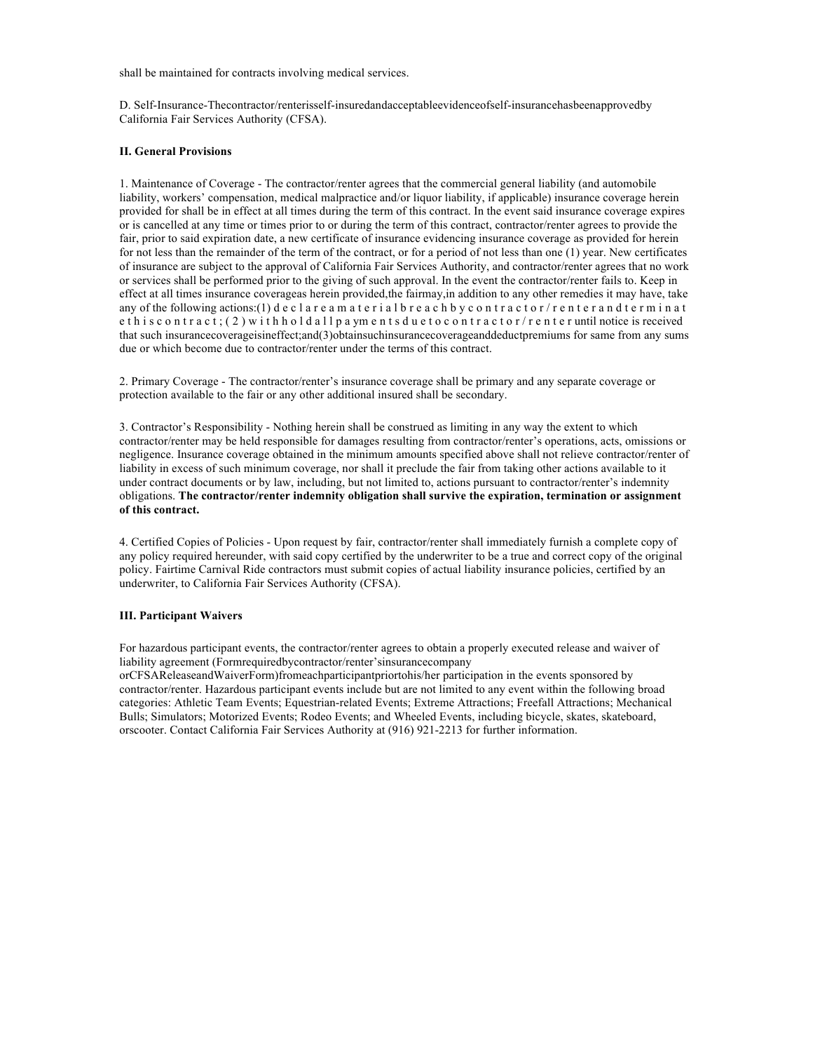shall be maintained for contracts involving medical services.

D. Self-Insurance-Thecontractor/renterisself-insuredandacceptableevidenceofself-insurancehasbeenapprovedby California Fair Services Authority (CFSA).

**II. General Provisions**

1. Maintenance of Coverage - The contractor/renter agrees that the commercial general liability (and automobile liability, workers' compensation, medical malpractice and/or liquor liability, if applicable) insurance coverage herein provided for shall be in effect at all times during the term of this contract. In the event said insurance coverage expires or is cancelled at any time or times prior to or during the term of this contract, contractor/renter agrees to provide the fair, prior to said expiration date, a new certificate of insurance evidencing insurance coverage as provided for herein for not less than the remainder of the term of the contract, or for a period of not less than one (1) year. New certificates of insurance are subject to the approval of California Fair Services Authority, and contractor/renter agrees that no work or services shall be performed prior to the giving of such approval. In the event the contractor/renter fails to. Keep in effect at all times insurance coverageas herein provided,the fairmay,in addition to any other remedies it may have, take any of the following actions:(1) d e c l a r e a m a t e r i a l b r e a c h b y c o n t r a c t o r / r e n t e r a n d t e r m i n a t e t h i s c o n t r a c t ; ( 2 ) w i t h h o l d a l l p a ym e n t s d u e t o c o n t r a c t o r / r e n t e r until notice is received that such insurancecoverageisineffect;and(3)obtainsuchinsurancecoverageanddeductpremiums for same from any sums due or which become due to contractor/renter under the terms of this contract.

2. Primary Coverage - The contractor/renter's insurance coverage shall be primary and any separate coverage or protection available to the fair or any other additional insured shall be secondary.

3. Contractor's Responsibility - Nothing herein shall be construed as limiting in any way the extent to which contractor/renter may be held responsible for damages resulting from contractor/renter's operations, acts, omissions or negligence. Insurance coverage obtained in the minimum amounts specified above shall not relieve contractor/renter of liability in excess of such minimum coverage, nor shall it preclude the fair from taking other actions available to it under contract documents or by law, including, but not limited to, actions pursuant to contractor/renter's indemnity obligations. **The contractor/renter indemnity obligation shall survive the expiration, termination or assignment of this contract.**

4. Certified Copies of Policies - Upon request by fair, contractor/renter shall immediately furnish a complete copy of any policy required hereunder, with said copy certified by the underwriter to be a true and correct copy of the original policy. Fairtime Carnival Ride contractors must submit copies of actual liability insurance policies, certified by an underwriter, to California Fair Services Authority (CFSA).

**III. Participant Waivers**

For hazardous participant events, the contractor/renter agrees to obtain a properly executed release and waiver of liability agreement (Formrequiredbycontractor/renter'sinsurancecompany orCFSAReleaseandWaiverForm)fromeachparticipantpriortohis/her participation in the events sponsored by contractor/renter. Hazardous participant events include but are not limited to any event within the following broad categories: Athletic Team Events; Equestrian-related Events; Extreme Attractions; Freefall Attractions; Mechanical Bulls; Simulators; Motorized Events; Rodeo Events; and Wheeled Events, including bicycle, skates, skateboard, orscooter. Contact California Fair Services Authority at (916) 921-2213 for further information.